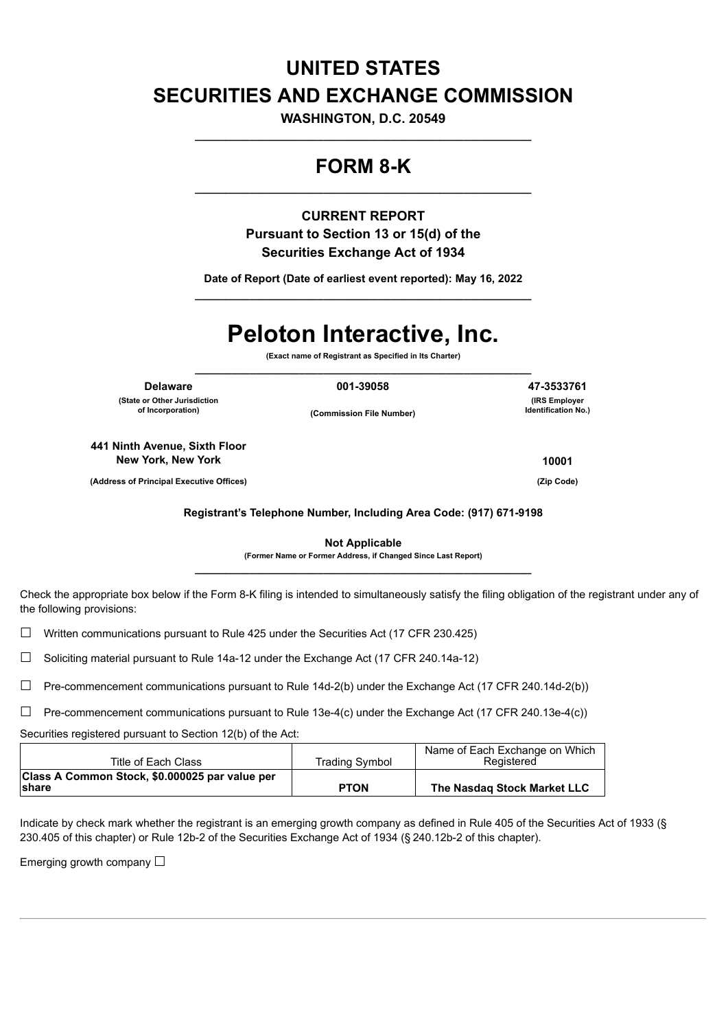# UNITED STATES
# SECURITIES AND EXCHANGE COMMISSION

**WASHINGTON, D.C. 20549**

---

# FORM 8-K

---

**CURRENT REPORT**
**Pursuant to Section 13 or 15(d) of the**
**Securities Exchange Act of 1934**

**Date of Report (Date of earliest event reported): May 16, 2022**

---

# Peloton Interactive, Inc.

**(Exact name of Registrant as Specified in Its Charter)**

---

| **Delaware** | **001-39058** | **47-3533761** |
|---|---|---|
| **(State or Other Jurisdiction of Incorporation)** | **(Commission File Number)** | **(IRS Employer Identification No.)** |

| **441 Ninth Avenue, Sixth Floor New York, New York** | **10001** |
|---|---|
| **(Address of Principal Executive Offices)** | **(Zip Code)** |

**Registrant's Telephone Number, Including Area Code: (917) 671-9198**

**Not Applicable**
**(Former Name or Former Address, if Changed Since Last Report)**

---

Check the appropriate box below if the Form 8-K filing is intended to simultaneously satisfy the filing obligation of the registrant under any of the following provisions:

☐ Written communications pursuant to Rule 425 under the Securities Act (17 CFR 230.425)

☐ Soliciting material pursuant to Rule 14a-12 under the Exchange Act (17 CFR 240.14a-12)

☐ Pre-commencement communications pursuant to Rule 14d-2(b) under the Exchange Act (17 CFR 240.14d-2(b))

☐ Pre-commencement communications pursuant to Rule 13e-4(c) under the Exchange Act (17 CFR 240.13e-4(c))

Securities registered pursuant to Section 12(b) of the Act:

| Title of Each Class | Trading Symbol | Name of Each Exchange on Which Registered |
|---|---|---|
| **Class A Common Stock, $0.000025 par value per share** | **PTON** | **The Nasdaq Stock Market LLC** |

Indicate by check mark whether the registrant is an emerging growth company as defined in Rule 405 of the Securities Act of 1933 (§ 230.405 of this chapter) or Rule 12b-2 of the Securities Exchange Act of 1934 (§ 240.12b-2 of this chapter).

Emerging growth company ☐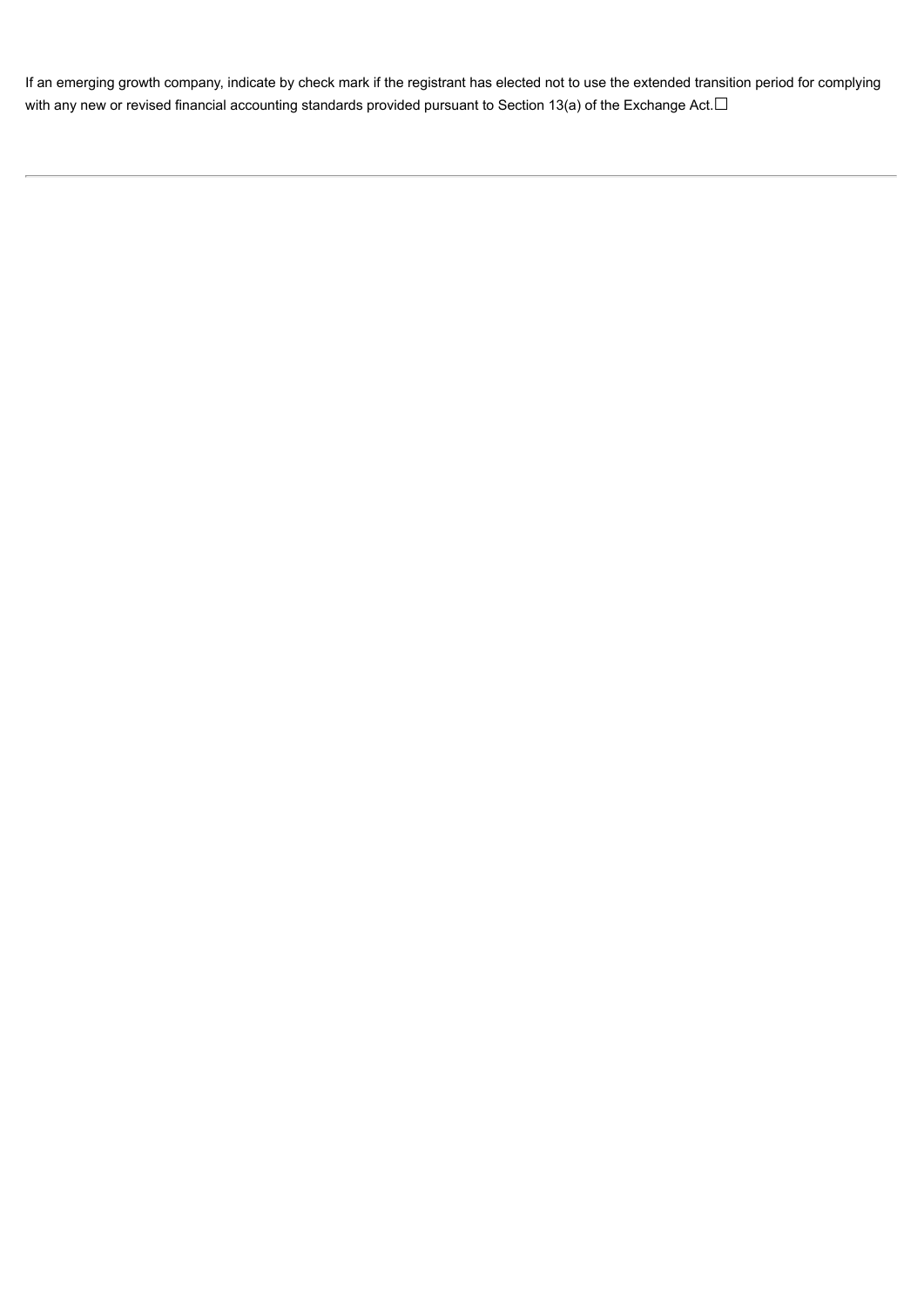If an emerging growth company, indicate by check mark if the registrant has elected not to use the extended transition period for complying with any new or revised financial accounting standards provided pursuant to Section 13(a) of the Exchange Act. ☐

---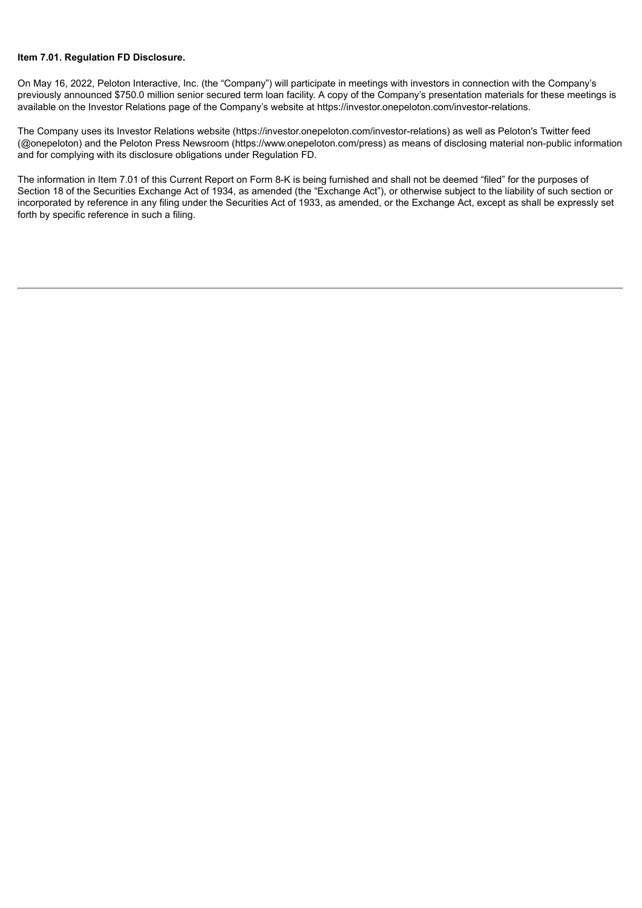**Item 7.01. Regulation FD Disclosure.**

On May 16, 2022, Peloton Interactive, Inc. (the "Company") will participate in meetings with investors in connection with the Company's previously announced $750.0 million senior secured term loan facility. A copy of the Company's presentation materials for these meetings is available on the Investor Relations page of the Company's website at https://investor.onepeloton.com/investor-relations.

The Company uses its Investor Relations website (https://investor.onepeloton.com/investor-relations) as well as Peloton's Twitter feed (@onepeloton) and the Peloton Press Newsroom (https://www.onepeloton.com/press) as means of disclosing material non-public information and for complying with its disclosure obligations under Regulation FD.

The information in Item 7.01 of this Current Report on Form 8-K is being furnished and shall not be deemed "filed" for the purposes of Section 18 of the Securities Exchange Act of 1934, as amended (the "Exchange Act"), or otherwise subject to the liability of such section or incorporated by reference in any filing under the Securities Act of 1933, as amended, or the Exchange Act, except as shall be expressly set forth by specific reference in such a filing.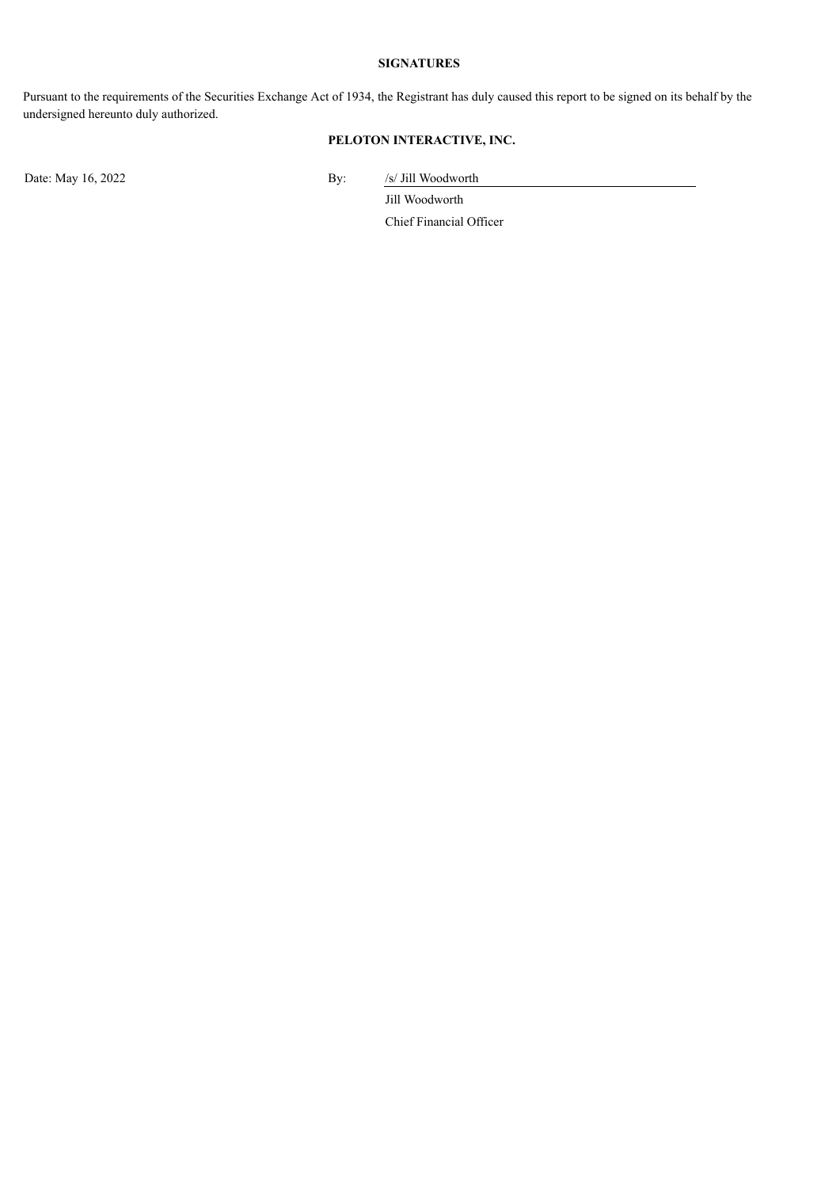**SIGNATURES**

Pursuant to the requirements of the Securities Exchange Act of 1934, the Registrant has duly caused this report to be signed on its behalf by the undersigned hereunto duly authorized.

**PELOTON INTERACTIVE, INC.**

| | | |
|---|---|---|
| Date: May 16, 2022 | By: | /s/ Jill Woodworth |
| | | Jill Woodworth |
| | | Chief Financial Officer |